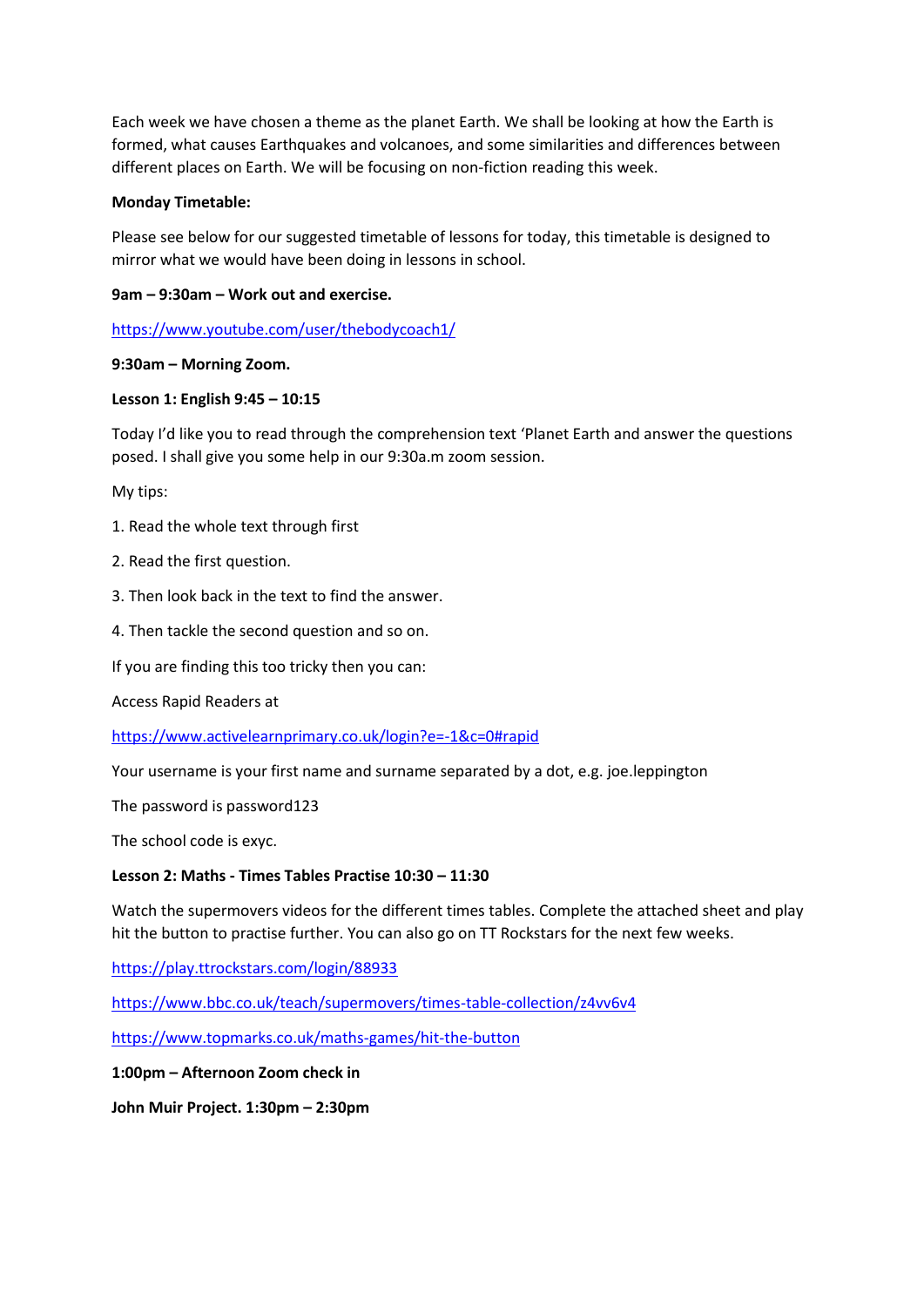Each week we have chosen a theme as the planet Earth. We shall be looking at how the Earth is formed, what causes Earthquakes and volcanoes, and some similarities and differences between different places on Earth. We will be focusing on non-fiction reading this week.

**Monday Timetable:**

Please see below for our suggested timetable of lessons for today, this timetable is designed to mirror what we would have been doing in lessons in school.

**9am – 9:30am – Work out and exercise.**

https://www.youtube.com/user/thebodycoach1/

**9:30am – Morning Zoom.**

**Lesson 1: English 9:45 – 10:15**

Today I'd like you to read through the comprehension text 'Planet Earth and answer the questions posed. I shall give you some help in our 9:30a.m zoom session.

My tips:

1. Read the whole text through first
2. Read the first question.
3. Then look back in the text to find the answer.
4. Then tackle the second question and so on.

If you are finding this too tricky then you can:

Access Rapid Readers at

https://www.activelearnprimary.co.uk/login?e=-1&c=0#rapid

Your username is your first name and surname separated by a dot, e.g. joe.leppington

The password is password123

The school code is exyc.

**Lesson 2: Maths - Times Tables Practise 10:30 – 11:30**

Watch the supermovers videos for the different times tables. Complete the attached sheet and play hit the button to practise further. You can also go on TT Rockstars for the next few weeks.

https://play.ttrockstars.com/login/88933

https://www.bbc.co.uk/teach/supermovers/times-table-collection/z4vv6v4

https://www.topmarks.co.uk/maths-games/hit-the-button

**1:00pm – Afternoon Zoom check in**

**John Muir Project. 1:30pm – 2:30pm**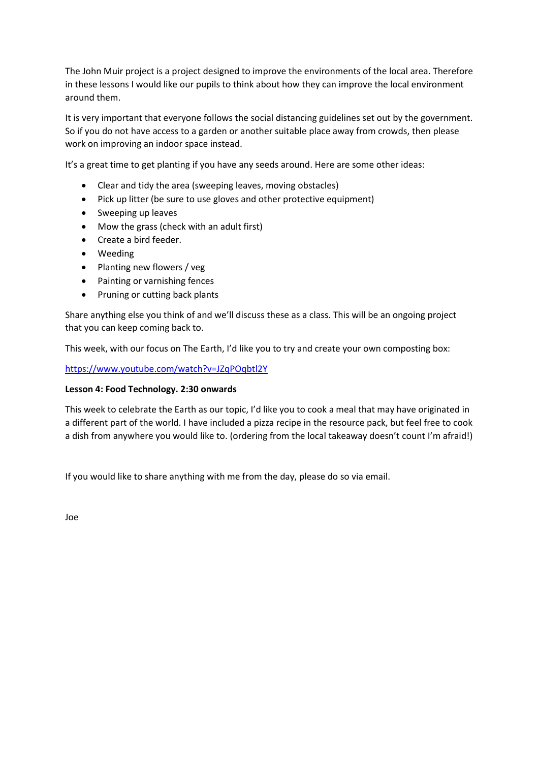The John Muir project is a project designed to improve the environments of the local area. Therefore in these lessons I would like our pupils to think about how they can improve the local environment around them.

It is very important that everyone follows the social distancing guidelines set out by the government. So if you do not have access to a garden or another suitable place away from crowds, then please work on improving an indoor space instead.

It's a great time to get planting if you have any seeds around. Here are some other ideas:

- Clear and tidy the area (sweeping leaves, moving obstacles)
- Pick up litter (be sure to use gloves and other protective equipment)
- Sweeping up leaves
- Mow the grass (check with an adult first)
- Create a bird feeder.
- Weeding
- Planting new flowers / veg
- Painting or varnishing fences
- Pruning or cutting back plants

Share anything else you think of and we'll discuss these as a class. This will be an ongoing project that you can keep coming back to.

This week, with our focus on The Earth, I'd like you to try and create your own composting box:

https://www.youtube.com/watch?v=JZqPOqbtl2Y

**Lesson 4: Food Technology. 2:30 onwards**

This week to celebrate the Earth as our topic, I'd like you to cook a meal that may have originated in a different part of the world. I have included a pizza recipe in the resource pack, but feel free to cook a dish from anywhere you would like to. (ordering from the local takeaway doesn't count I'm afraid!)

If you would like to share anything with me from the day, please do so via email.

Joe